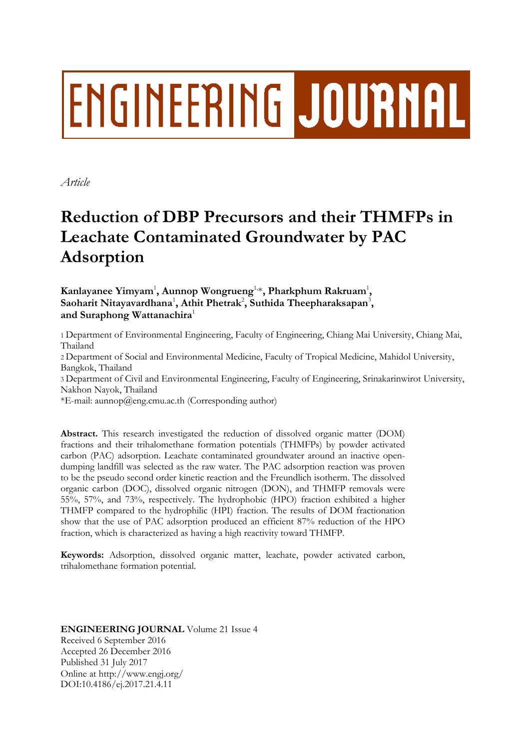# ENGINEERING JOURNAL

*Article*

# Reduction of DBP Precursors and their THMFPs in Leachate Contaminated Groundwater by PAC Adsorption

**Kanlayanee Yimyam[1], Aunnop Wongrueng[1,*], Pharkphum Rakruam[1], Saoharit Nitayavardhana[1], Athit Phetrak[2], Suthida Theepharaksapan[3], and Suraphong Wattanachira[1]**

1 Department of Environmental Engineering, Faculty of Engineering, Chiang Mai University, Chiang Mai, Thailand

2 Department of Social and Environmental Medicine, Faculty of Tropical Medicine, Mahidol University, Bangkok, Thailand

3 Department of Civil and Environmental Engineering, Faculty of Engineering, Srinakarinwirot University, Nakhon Nayok, Thailand

*E-mail: aunnop@eng.cmu.ac.th (Corresponding author)

**Abstract.** This research investigated the reduction of dissolved organic matter (DOM) fractions and their trihalomethane formation potentials (THMFPs) by powder activated carbon (PAC) adsorption. Leachate contaminated groundwater around an inactive open-dumping landfill was selected as the raw water. The PAC adsorption reaction was proven to be the pseudo second order kinetic reaction and the Freundlich isotherm. The dissolved organic carbon (DOC), dissolved organic nitrogen (DON), and THMFP removals were 55%, 57%, and 73%, respectively. The hydrophobic (HPO) fraction exhibited a higher THMFP compared to the hydrophilic (HPI) fraction. The results of DOM fractionation show that the use of PAC adsorption produced an efficient 87% reduction of the HPO fraction, which is characterized as having a high reactivity toward THMFP.

**Keywords:** Adsorption, dissolved organic matter, leachate, powder activated carbon, trihalomethane formation potential.

**ENGINEERING JOURNAL** Volume 21 Issue 4
Received 6 September 2016
Accepted 26 December 2016
Published 31 July 2017
Online at http://www.engj.org/
DOI:10.4186/ej.2017.21.4.11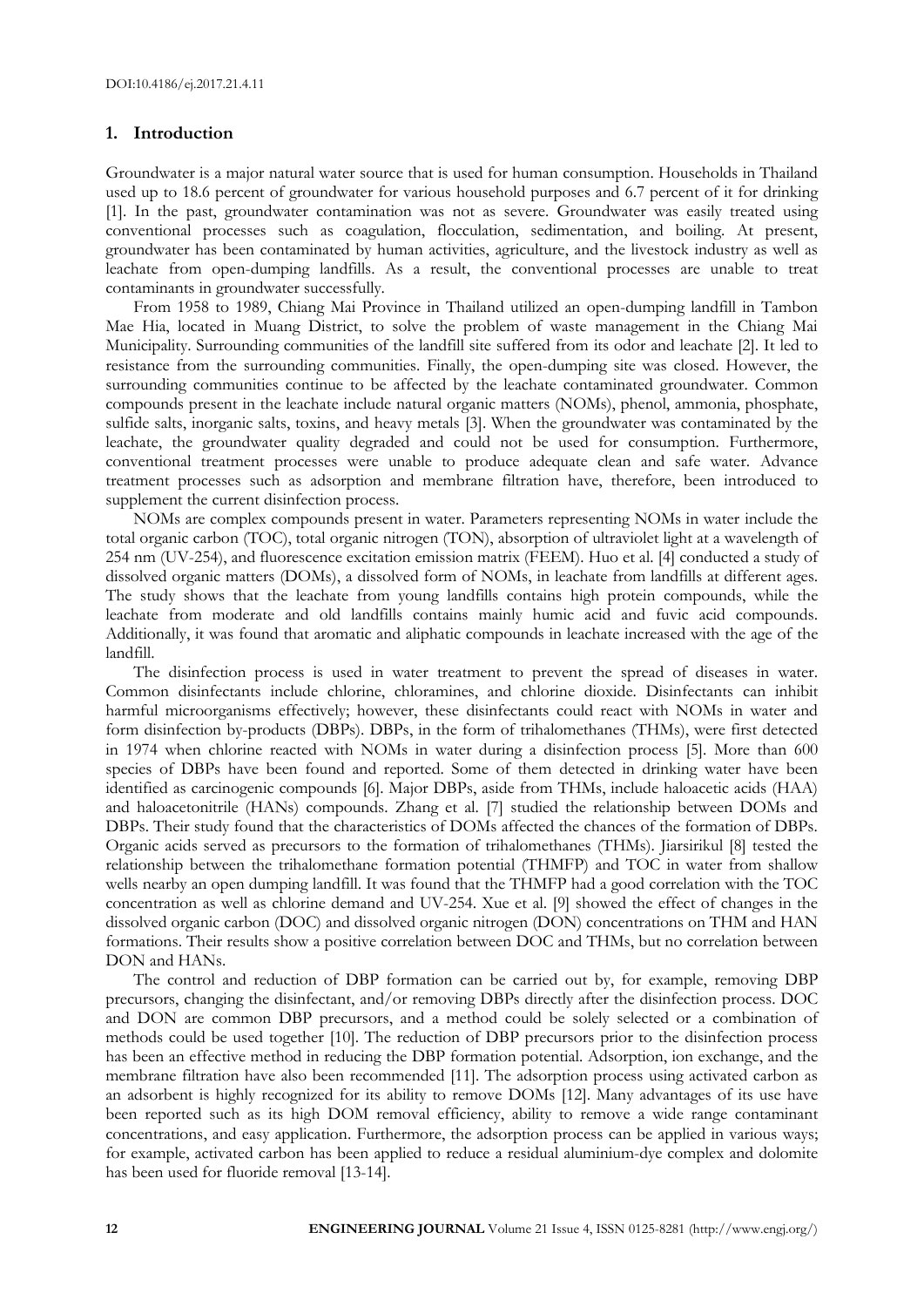## 1. Introduction

Groundwater is a major natural water source that is used for human consumption. Households in Thailand used up to 18.6 percent of groundwater for various household purposes and 6.7 percent of it for drinking [1]. In the past, groundwater contamination was not as severe. Groundwater was easily treated using conventional processes such as coagulation, flocculation, sedimentation, and boiling. At present, groundwater has been contaminated by human activities, agriculture, and the livestock industry as well as leachate from open-dumping landfills. As a result, the conventional processes are unable to treat contaminants in groundwater successfully.

From 1958 to 1989, Chiang Mai Province in Thailand utilized an open-dumping landfill in Tambon Mae Hia, located in Muang District, to solve the problem of waste management in the Chiang Mai Municipality. Surrounding communities of the landfill site suffered from its odor and leachate [2]. It led to resistance from the surrounding communities. Finally, the open-dumping site was closed. However, the surrounding communities continue to be affected by the leachate contaminated groundwater. Common compounds present in the leachate include natural organic matters (NOMs), phenol, ammonia, phosphate, sulfide salts, inorganic salts, toxins, and heavy metals [3]. When the groundwater was contaminated by the leachate, the groundwater quality degraded and could not be used for consumption. Furthermore, conventional treatment processes were unable to produce adequate clean and safe water. Advance treatment processes such as adsorption and membrane filtration have, therefore, been introduced to supplement the current disinfection process.

NOMs are complex compounds present in water. Parameters representing NOMs in water include the total organic carbon (TOC), total organic nitrogen (TON), absorption of ultraviolet light at a wavelength of 254 nm (UV-254), and fluorescence excitation emission matrix (FEEM). Huo et al. [4] conducted a study of dissolved organic matters (DOMs), a dissolved form of NOMs, in leachate from landfills at different ages. The study shows that the leachate from young landfills contains high protein compounds, while the leachate from moderate and old landfills contains mainly humic acid and fuvic acid compounds. Additionally, it was found that aromatic and aliphatic compounds in leachate increased with the age of the landfill.

The disinfection process is used in water treatment to prevent the spread of diseases in water. Common disinfectants include chlorine, chloramines, and chlorine dioxide. Disinfectants can inhibit harmful microorganisms effectively; however, these disinfectants could react with NOMs in water and form disinfection by-products (DBPs). DBPs, in the form of trihalomethanes (THMs), were first detected in 1974 when chlorine reacted with NOMs in water during a disinfection process [5]. More than 600 species of DBPs have been found and reported. Some of them detected in drinking water have been identified as carcinogenic compounds [6]. Major DBPs, aside from THMs, include haloacetic acids (HAA) and haloacetonitrile (HANs) compounds. Zhang et al. [7] studied the relationship between DOMs and DBPs. Their study found that the characteristics of DOMs affected the chances of the formation of DBPs. Organic acids served as precursors to the formation of trihalomethanes (THMs). Jiarsirikul [8] tested the relationship between the trihalomethane formation potential (THMFP) and TOC in water from shallow wells nearby an open dumping landfill. It was found that the THMFP had a good correlation with the TOC concentration as well as chlorine demand and UV-254. Xue et al. [9] showed the effect of changes in the dissolved organic carbon (DOC) and dissolved organic nitrogen (DON) concentrations on THM and HAN formations. Their results show a positive correlation between DOC and THMs, but no correlation between DON and HANs.

The control and reduction of DBP formation can be carried out by, for example, removing DBP precursors, changing the disinfectant, and/or removing DBPs directly after the disinfection process. DOC and DON are common DBP precursors, and a method could be solely selected or a combination of methods could be used together [10]. The reduction of DBP precursors prior to the disinfection process has been an effective method in reducing the DBP formation potential. Adsorption, ion exchange, and the membrane filtration have also been recommended [11]. The adsorption process using activated carbon as an adsorbent is highly recognized for its ability to remove DOMs [12]. Many advantages of its use have been reported such as its high DOM removal efficiency, ability to remove a wide range contaminant concentrations, and easy application. Furthermore, the adsorption process can be applied in various ways; for example, activated carbon has been applied to reduce a residual aluminium-dye complex and dolomite has been used for fluoride removal [13-14].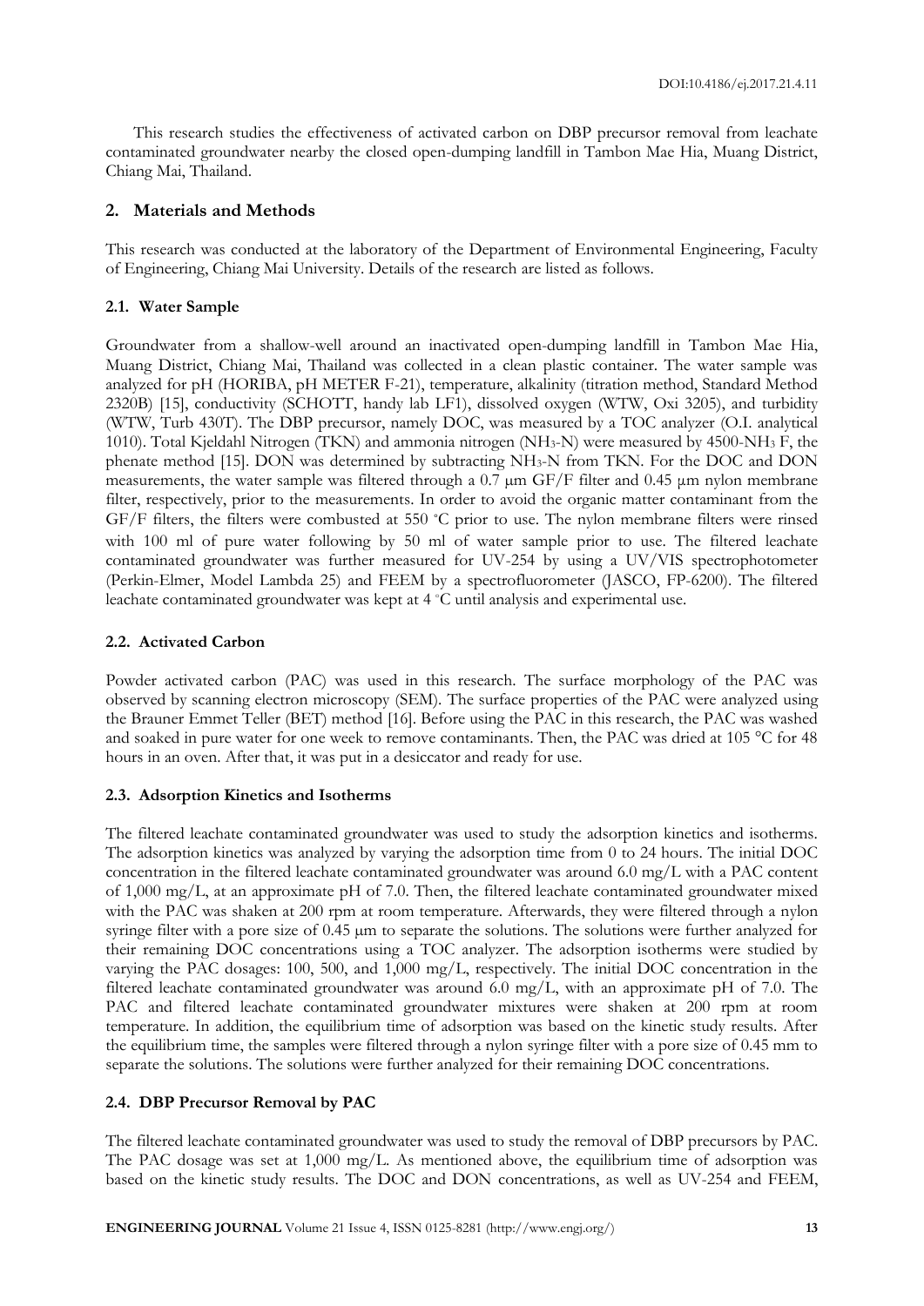This research studies the effectiveness of activated carbon on DBP precursor removal from leachate contaminated groundwater nearby the closed open-dumping landfill in Tambon Mae Hia, Muang District, Chiang Mai, Thailand.

## 2. Materials and Methods

This research was conducted at the laboratory of the Department of Environmental Engineering, Faculty of Engineering, Chiang Mai University. Details of the research are listed as follows.

### 2.1. Water Sample

Groundwater from a shallow-well around an inactivated open-dumping landfill in Tambon Mae Hia, Muang District, Chiang Mai, Thailand was collected in a clean plastic container. The water sample was analyzed for pH (HORIBA, pH METER F-21), temperature, alkalinity (titration method, Standard Method 2320B) [15], conductivity (SCHOTT, handy lab LF1), dissolved oxygen (WTW, Oxi 3205), and turbidity (WTW, Turb 430T). The DBP precursor, namely DOC, was measured by a TOC analyzer (O.I. analytical 1010). Total Kjeldahl Nitrogen (TKN) and ammonia nitrogen ($NH_3$-N) were measured by 4500-$NH_3$ F, the phenate method [15]. DON was determined by subtracting $NH_3$-N from TKN. For the DOC and DON measurements, the water sample was filtered through a 0.7 μm GF/F filter and 0.45 μm nylon membrane filter, respectively, prior to the measurements. In order to avoid the organic matter contaminant from the GF/F filters, the filters were combusted at 550 °C prior to use. The nylon membrane filters were rinsed with 100 ml of pure water following by 50 ml of water sample prior to use. The filtered leachate contaminated groundwater was further measured for UV-254 by using a UV/VIS spectrophotometer (Perkin-Elmer, Model Lambda 25) and FEEM by a spectrofluorometer (JASCO, FP-6200). The filtered leachate contaminated groundwater was kept at 4 °C until analysis and experimental use.

### 2.2. Activated Carbon

Powder activated carbon (PAC) was used in this research. The surface morphology of the PAC was observed by scanning electron microscopy (SEM). The surface properties of the PAC were analyzed using the Brauner Emmet Teller (BET) method [16]. Before using the PAC in this research, the PAC was washed and soaked in pure water for one week to remove contaminants. Then, the PAC was dried at 105 °C for 48 hours in an oven. After that, it was put in a desiccator and ready for use.

### 2.3. Adsorption Kinetics and Isotherms

The filtered leachate contaminated groundwater was used to study the adsorption kinetics and isotherms. The adsorption kinetics was analyzed by varying the adsorption time from 0 to 24 hours. The initial DOC concentration in the filtered leachate contaminated groundwater was around 6.0 mg/L with a PAC content of 1,000 mg/L, at an approximate pH of 7.0. Then, the filtered leachate contaminated groundwater mixed with the PAC was shaken at 200 rpm at room temperature. Afterwards, they were filtered through a nylon syringe filter with a pore size of 0.45 μm to separate the solutions. The solutions were further analyzed for their remaining DOC concentrations using a TOC analyzer. The adsorption isotherms were studied by varying the PAC dosages: 100, 500, and 1,000 mg/L, respectively. The initial DOC concentration in the filtered leachate contaminated groundwater was around 6.0 mg/L, with an approximate pH of 7.0. The PAC and filtered leachate contaminated groundwater mixtures were shaken at 200 rpm at room temperature. In addition, the equilibrium time of adsorption was based on the kinetic study results. After the equilibrium time, the samples were filtered through a nylon syringe filter with a pore size of 0.45 mm to separate the solutions. The solutions were further analyzed for their remaining DOC concentrations.

### 2.4. DBP Precursor Removal by PAC

The filtered leachate contaminated groundwater was used to study the removal of DBP precursors by PAC. The PAC dosage was set at 1,000 mg/L. As mentioned above, the equilibrium time of adsorption was based on the kinetic study results. The DOC and DON concentrations, as well as UV-254 and FEEM,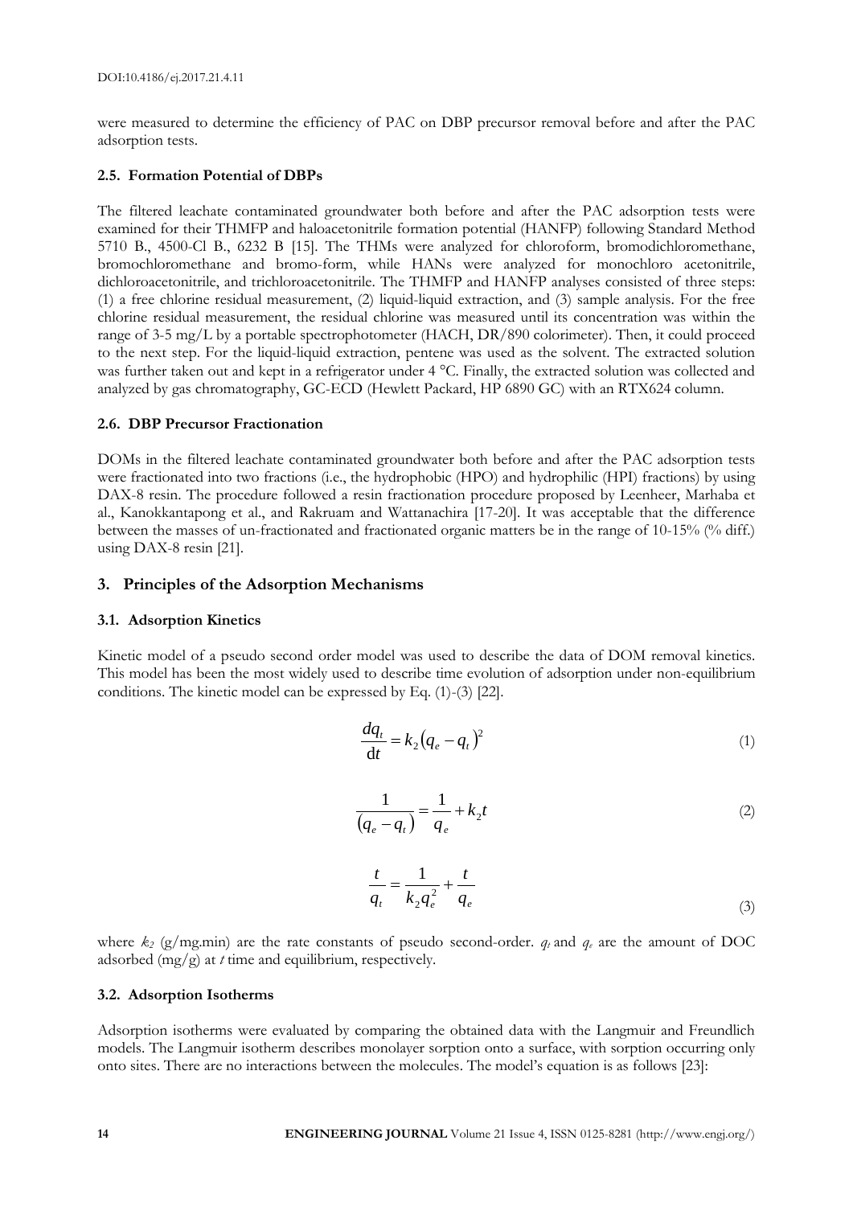were measured to determine the efficiency of PAC on DBP precursor removal before and after the PAC adsorption tests.

### 2.5. Formation Potential of DBPs

The filtered leachate contaminated groundwater both before and after the PAC adsorption tests were examined for their THMFP and haloacetonitrile formation potential (HANFP) following Standard Method 5710 B., 4500-Cl B., 6232 B [15]. The THMs were analyzed for chloroform, bromodichloromethane, bromochloromethane and bromo-form, while HANs were analyzed for monochloro acetonitrile, dichloroacetonitrile, and trichloroacetonitrile. The THMFP and HANFP analyses consisted of three steps: (1) a free chlorine residual measurement, (2) liquid-liquid extraction, and (3) sample analysis. For the free chlorine residual measurement, the residual chlorine was measured until its concentration was within the range of 3-5 mg/L by a portable spectrophotometer (HACH, DR/890 colorimeter). Then, it could proceed to the next step. For the liquid-liquid extraction, pentene was used as the solvent. The extracted solution was further taken out and kept in a refrigerator under 4 °C. Finally, the extracted solution was collected and analyzed by gas chromatography, GC-ECD (Hewlett Packard, HP 6890 GC) with an RTX624 column.

### 2.6. DBP Precursor Fractionation

DOMs in the filtered leachate contaminated groundwater both before and after the PAC adsorption tests were fractionated into two fractions (i.e., the hydrophobic (HPO) and hydrophilic (HPI) fractions) by using DAX-8 resin. The procedure followed a resin fractionation procedure proposed by Leenheer, Marhaba et al., Kanokkantapong et al., and Rakruam and Wattanachira [17-20]. It was acceptable that the difference between the masses of un-fractionated and fractionated organic matters be in the range of 10-15% (% diff.) using DAX-8 resin [21].

## 3. Principles of the Adsorption Mechanisms

### 3.1. Adsorption Kinetics

Kinetic model of a pseudo second order model was used to describe the data of DOM removal kinetics. This model has been the most widely used to describe time evolution of adsorption under non-equilibrium conditions. The kinetic model can be expressed by Eq. (1)-(3) [22].

$$\frac{dq_t}{\mathrm{d}t} = k_2 \left(q_e - q_t\right)^2 \tag{1}$$

$$\frac{1}{\left(q_e - q_t\right)} = \frac{1}{q_e} + k_2 t \tag{2}$$

$$\frac{t}{q_t} = \frac{1}{k_2 q_e^2} + \frac{t}{q_e} \tag{3}$$

where $k_2$ (g/mg.min) are the rate constants of pseudo second-order. $q_t$ and $q_e$ are the amount of DOC adsorbed (mg/g) at $t$ time and equilibrium, respectively.

### 3.2. Adsorption Isotherms

Adsorption isotherms were evaluated by comparing the obtained data with the Langmuir and Freundlich models. The Langmuir isotherm describes monolayer sorption onto a surface, with sorption occurring only onto sites. There are no interactions between the molecules. The model's equation is as follows [23]: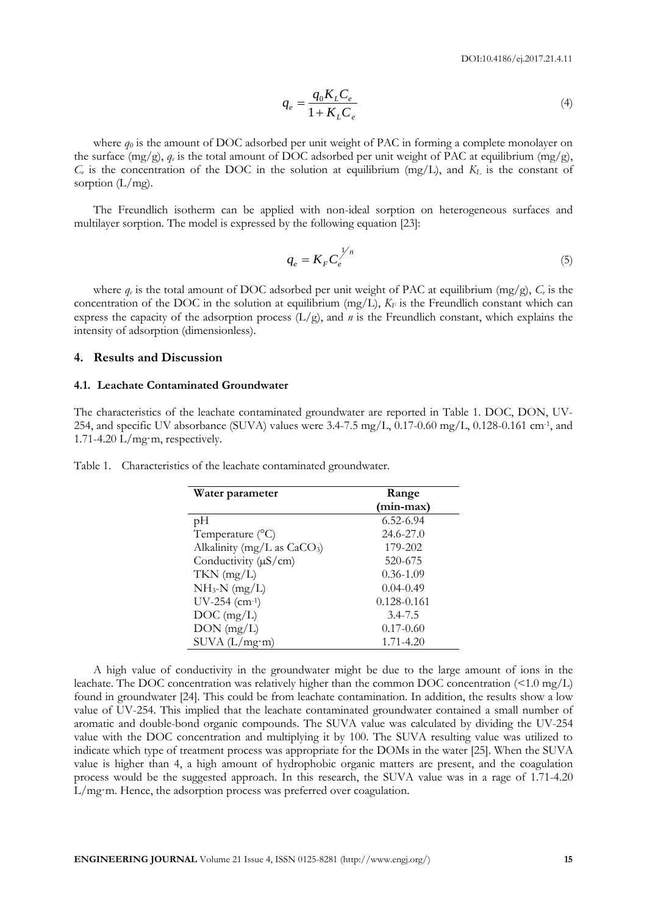$$q_e = \frac{q_0 K_L C_e}{1 + K_L C_e} \quad (4)$$

where $q_0$ is the amount of DOC adsorbed per unit weight of PAC in forming a complete monolayer on the surface (mg/g), $q_e$ is the total amount of DOC adsorbed per unit weight of PAC at equilibrium (mg/g), $C_e$ is the concentration of the DOC in the solution at equilibrium (mg/L), and $K_L$ is the constant of sorption (L/mg).

The Freundlich isotherm can be applied with non-ideal sorption on heterogeneous surfaces and multilayer sorption. The model is expressed by the following equation [23]:

$$q_e = K_F C_e^{1/n} \quad (5)$$

where $q_e$ is the total amount of DOC adsorbed per unit weight of PAC at equilibrium (mg/g), $C_e$ is the concentration of the DOC in the solution at equilibrium (mg/L), $K_F$ is the Freundlich constant which can express the capacity of the adsorption process (L/g), and $n$ is the Freundlich constant, which explains the intensity of adsorption (dimensionless).

## 4. Results and Discussion

### 4.1. Leachate Contaminated Groundwater

The characteristics of the leachate contaminated groundwater are reported in Table 1. DOC, DON, UV-254, and specific UV absorbance (SUVA) values were 3.4-7.5 mg/L, 0.17-0.60 mg/L, 0.128-0.161 $cm^{-1}$, and 1.71-4.20 L/mg·m, respectively.

Table 1. Characteristics of the leachate contaminated groundwater.

| Water parameter | Range (min-max) |
|---|---|
| pH | 6.52-6.94 |
| Temperature (°C) | 24.6-27.0 |
| Alkalinity (mg/L as $CaCO_3$) | 179-202 |
| Conductivity (μS/cm) | 520-675 |
| TKN (mg/L) | 0.36-1.09 |
| $NH_3$-N (mg/L) | 0.04-0.49 |
| UV-254 ($cm^{-1}$) | 0.128-0.161 |
| DOC (mg/L) | 3.4-7.5 |
| DON (mg/L) | 0.17-0.60 |
| SUVA (L/mg·m) | 1.71-4.20 |

A high value of conductivity in the groundwater might be due to the large amount of ions in the leachate. The DOC concentration was relatively higher than the common DOC concentration (<1.0 mg/L) found in groundwater [24]. This could be from leachate contamination. In addition, the results show a low value of UV-254. This implied that the leachate contaminated groundwater contained a small number of aromatic and double-bond organic compounds. The SUVA value was calculated by dividing the UV-254 value with the DOC concentration and multiplying it by 100. The SUVA resulting value was utilized to indicate which type of treatment process was appropriate for the DOMs in the water [25]. When the SUVA value is higher than 4, a high amount of hydrophobic organic matters are present, and the coagulation process would be the suggested approach. In this research, the SUVA value was in a rage of 1.71-4.20 L/mg·m. Hence, the adsorption process was preferred over coagulation.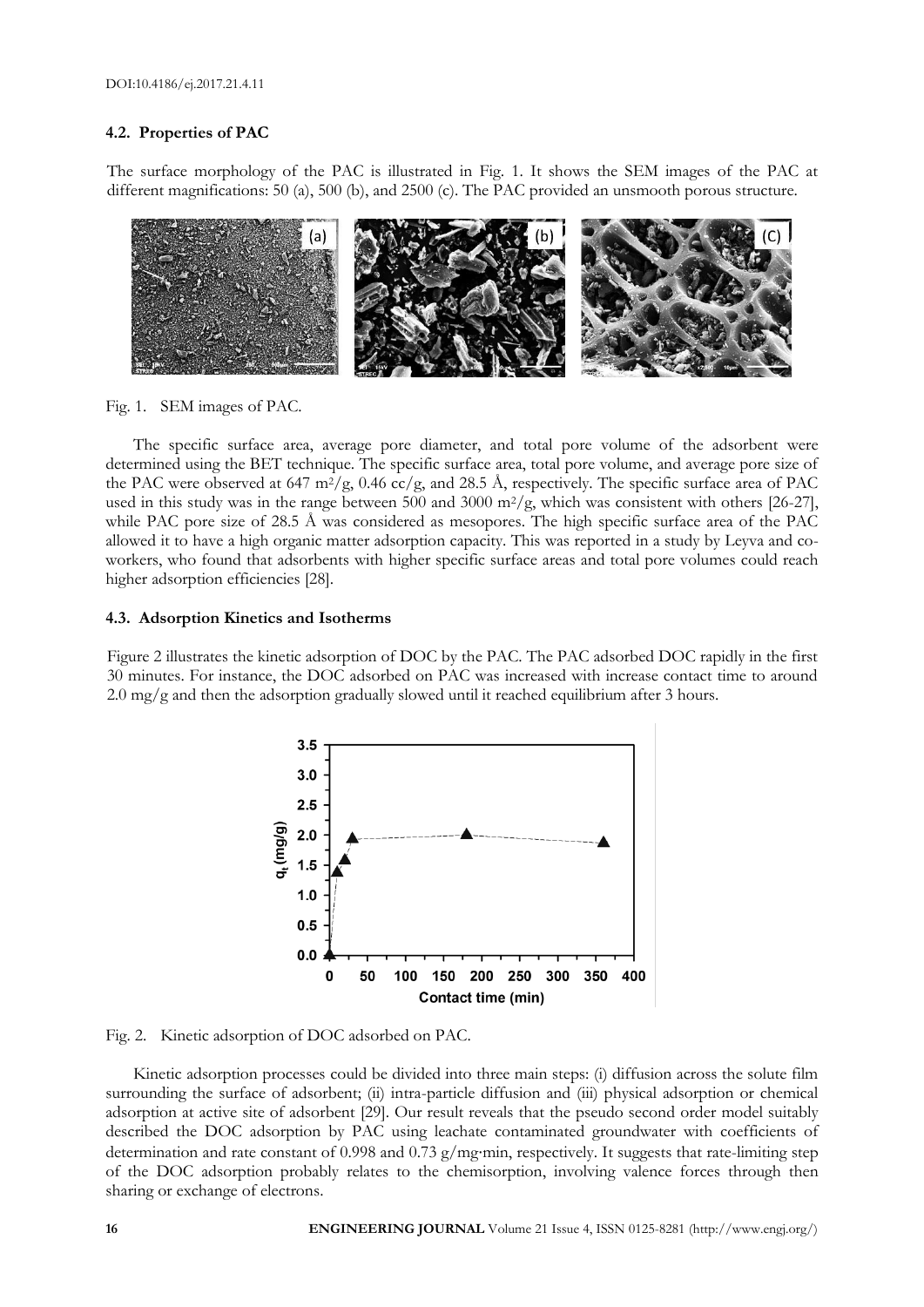### 4.2. Properties of PAC

The surface morphology of the PAC is illustrated in Fig. 1. It shows the SEM images of the PAC at different magnifications: 50 (a), 500 (b), and 2500 (c). The PAC provided an unsmooth porous structure.

Fig. 1. SEM images of PAC.

The specific surface area, average pore diameter, and total pore volume of the adsorbent were determined using the BET technique. The specific surface area, total pore volume, and average pore size of the PAC were observed at 647 $m^2/g$, 0.46 cc/g, and 28.5 Å, respectively. The specific surface area of PAC used in this study was in the range between 500 and 3000 $m^2/g$, which was consistent with others [26-27], while PAC pore size of 28.5 Å was considered as mesopores. The high specific surface area of the PAC allowed it to have a high organic matter adsorption capacity. This was reported in a study by Leyva and co-workers, who found that adsorbents with higher specific surface areas and total pore volumes could reach higher adsorption efficiencies [28].

### 4.3. Adsorption Kinetics and Isotherms

Figure 2 illustrates the kinetic adsorption of DOC by the PAC. The PAC adsorbed DOC rapidly in the first 30 minutes. For instance, the DOC adsorbed on PAC was increased with increase contact time to around 2.0 mg/g and then the adsorption gradually slowed until it reached equilibrium after 3 hours.

Fig. 2. Kinetic adsorption of DOC adsorbed on PAC.

Kinetic adsorption processes could be divided into three main steps: (i) diffusion across the solute film surrounding the surface of adsorbent; (ii) intra-particle diffusion and (iii) physical adsorption or chemical adsorption at active site of adsorbent [29]. Our result reveals that the pseudo second order model suitably described the DOC adsorption by PAC using leachate contaminated groundwater with coefficients of determination and rate constant of 0.998 and 0.73 g/mg·min, respectively. It suggests that rate-limiting step of the DOC adsorption probably relates to the chemisorption, involving valence forces through then sharing or exchange of electrons.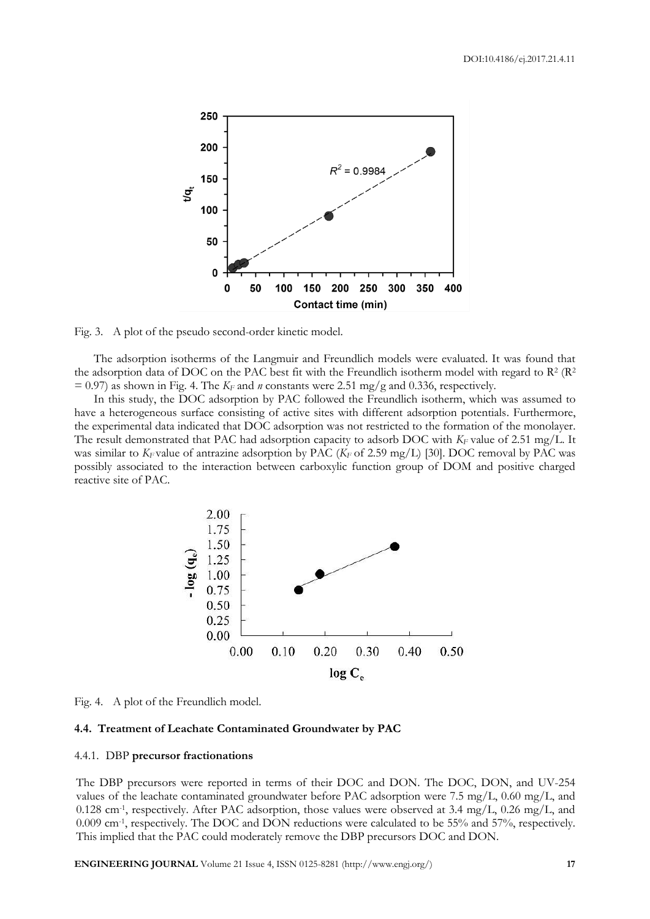Fig. 3. A plot of the pseudo second-order kinetic model.

The adsorption isotherms of the Langmuir and Freundlich models were evaluated. It was found that the adsorption data of DOC on the PAC best fit with the Freundlich isotherm model with regard to $R^2$ ($R^2 = 0.97$) as shown in Fig. 4. The $K_F$ and $n$ constants were 2.51 mg/g and 0.336, respectively.

In this study, the DOC adsorption by PAC followed the Freundlich isotherm, which was assumed to have a heterogeneous surface consisting of active sites with different adsorption potentials. Furthermore, the experimental data indicated that DOC adsorption was not restricted to the formation of the monolayer. The result demonstrated that PAC had adsorption capacity to adsorb DOC with $K_F$ value of 2.51 mg/L. It was similar to $K_F$ value of antrazine adsorption by PAC ($K_F$ of 2.59 mg/L) [30]. DOC removal by PAC was possibly associated to the interaction between carboxylic function group of DOM and positive charged reactive site of PAC.

Fig. 4. A plot of the Freundlich model.

### 4.4. Treatment of Leachate Contaminated Groundwater by PAC

#### 4.4.1. DBP precursor fractionations

The DBP precursors were reported in terms of their DOC and DON. The DOC, DON, and UV-254 values of the leachate contaminated groundwater before PAC adsorption were 7.5 mg/L, 0.60 mg/L, and 0.128 $cm^{-1}$, respectively. After PAC adsorption, those values were observed at 3.4 mg/L, 0.26 mg/L, and 0.009 $cm^{-1}$, respectively. The DOC and DON reductions were calculated to be 55% and 57%, respectively. This implied that the PAC could moderately remove the DBP precursors DOC and DON.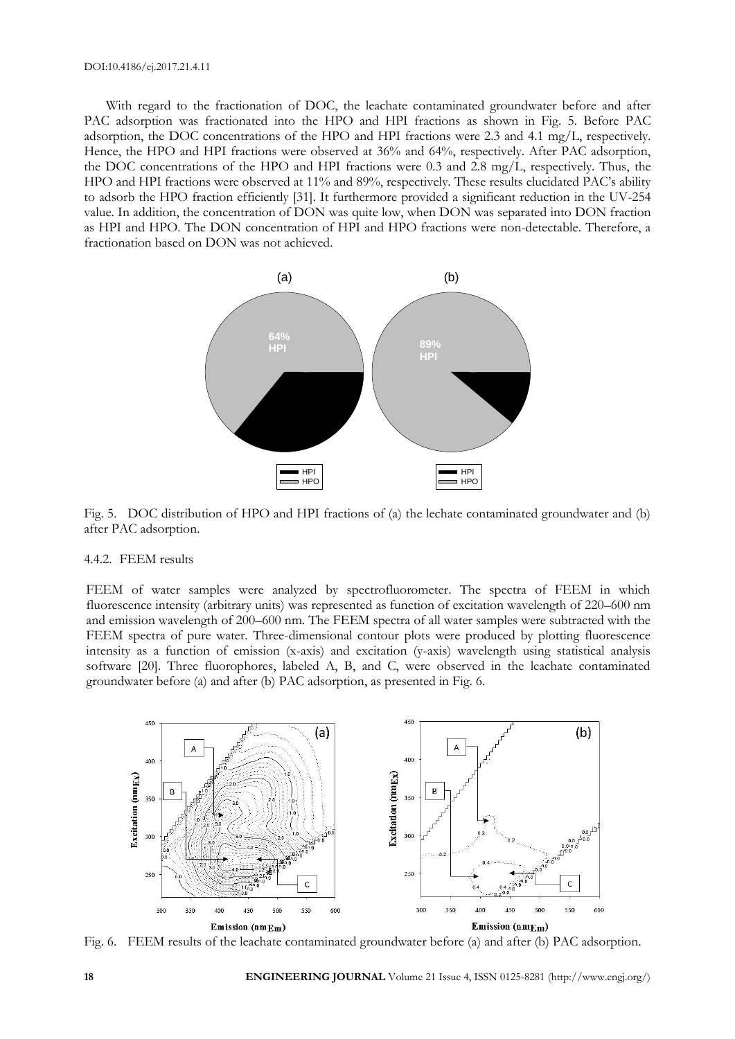With regard to the fractionation of DOC, the leachate contaminated groundwater before and after PAC adsorption was fractionated into the HPO and HPI fractions as shown in Fig. 5. Before PAC adsorption, the DOC concentrations of the HPO and HPI fractions were 2.3 and 4.1 mg/L, respectively. Hence, the HPO and HPI fractions were observed at 36% and 64%, respectively. After PAC adsorption, the DOC concentrations of the HPO and HPI fractions were 0.3 and 2.8 mg/L, respectively. Thus, the HPO and HPI fractions were observed at 11% and 89%, respectively. These results elucidated PAC's ability to adsorb the HPO fraction efficiently [31]. It furthermore provided a significant reduction in the UV-254 value. In addition, the concentration of DON was quite low, when DON was separated into DON fraction as HPI and HPO. The DON concentration of HPI and HPO fractions were non-detectable. Therefore, a fractionation based on DON was not achieved.

Fig. 5. DOC distribution of HPO and HPI fractions of (a) the lechate contaminated groundwater and (b) after PAC adsorption.

#### 4.4.2. FEEM results

FEEM of water samples were analyzed by spectrofluorometer. The spectra of FEEM in which fluorescence intensity (arbitrary units) was represented as function of excitation wavelength of 220–600 nm and emission wavelength of 200–600 nm. The FEEM spectra of all water samples were subtracted with the FEEM spectra of pure water. Three-dimensional contour plots were produced by plotting fluorescence intensity as a function of emission (x-axis) and excitation (y-axis) wavelength using statistical analysis software [20]. Three fluorophores, labeled A, B, and C, were observed in the leachate contaminated groundwater before (a) and after (b) PAC adsorption, as presented in Fig. 6.

Fig. 6. FEEM results of the leachate contaminated groundwater before (a) and after (b) PAC adsorption.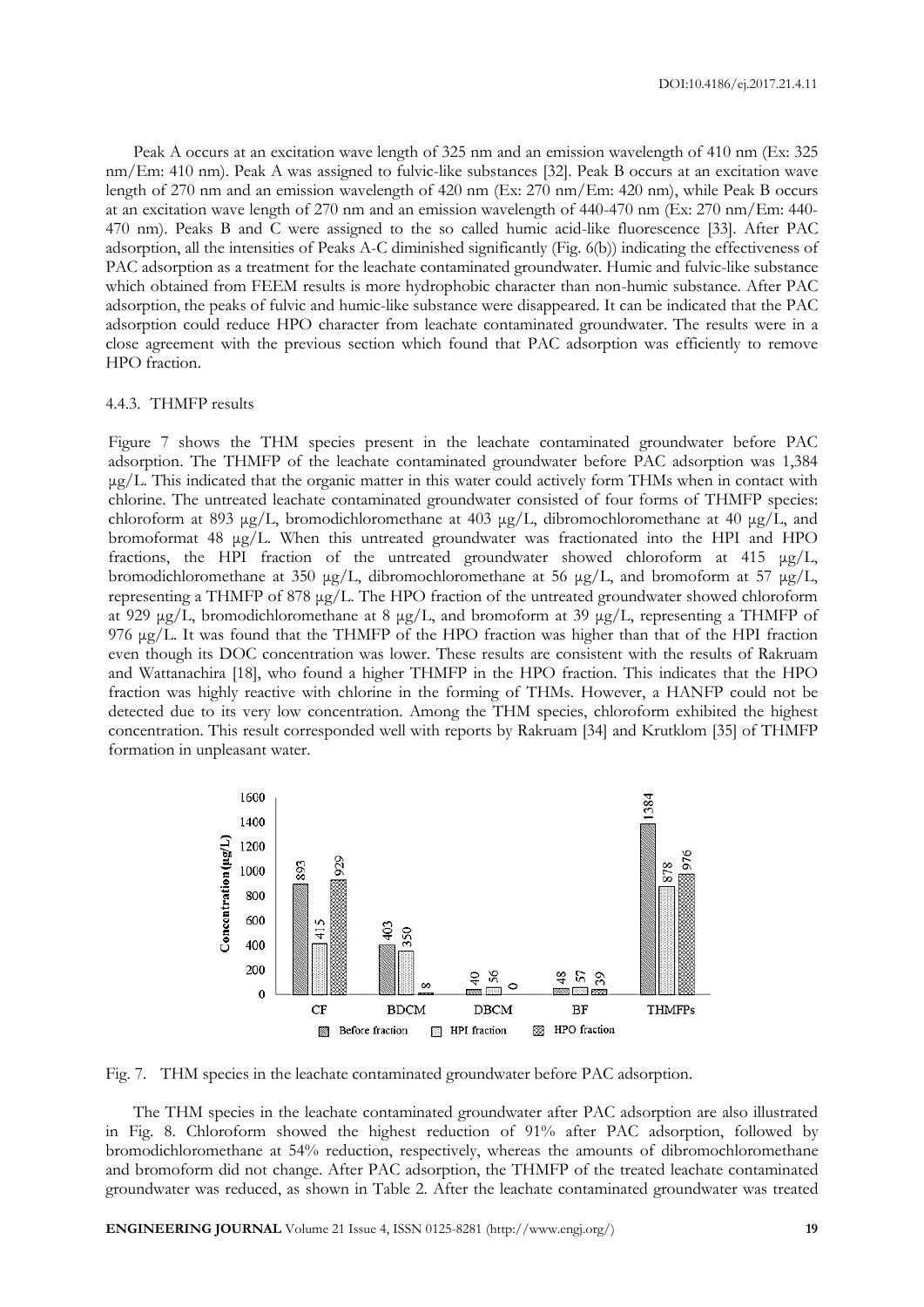Peak A occurs at an excitation wave length of 325 nm and an emission wavelength of 410 nm (Ex: 325 nm/Em: 410 nm). Peak A was assigned to fulvic-like substances [32]. Peak B occurs at an excitation wave length of 270 nm and an emission wavelength of 420 nm (Ex: 270 nm/Em: 420 nm), while Peak B occurs at an excitation wave length of 270 nm and an emission wavelength of 440-470 nm (Ex: 270 nm/Em: 440-470 nm). Peaks B and C were assigned to the so called humic acid-like fluorescence [33]. After PAC adsorption, all the intensities of Peaks A-C diminished significantly (Fig. 6(b)) indicating the effectiveness of PAC adsorption as a treatment for the leachate contaminated groundwater. Humic and fulvic-like substance which obtained from FEEM results is more hydrophobic character than non-humic substance. After PAC adsorption, the peaks of fulvic and humic-like substance were disappeared. It can be indicated that the PAC adsorption could reduce HPO character from leachate contaminated groundwater. The results were in a close agreement with the previous section which found that PAC adsorption was efficiently to remove HPO fraction.

#### 4.4.3. THMFP results

Figure 7 shows the THM species present in the leachate contaminated groundwater before PAC adsorption. The THMFP of the leachate contaminated groundwater before PAC adsorption was 1,384 μg/L. This indicated that the organic matter in this water could actively form THMs when in contact with chlorine. The untreated leachate contaminated groundwater consisted of four forms of THMFP species: chloroform at 893 μg/L, bromodichloromethane at 403 μg/L, dibromochloromethane at 40 μg/L, and bromoformat 48 μg/L. When this untreated groundwater was fractionated into the HPI and HPO fractions, the HPI fraction of the untreated groundwater showed chloroform at 415 μg/L, bromodichloromethane at 350 μg/L, dibromochloromethane at 56 μg/L, and bromoform at 57 μg/L, representing a THMFP of 878 μg/L. The HPO fraction of the untreated groundwater showed chloroform at 929 μg/L, bromodichloromethane at 8 μg/L, and bromoform at 39 μg/L, representing a THMFP of 976 μg/L. It was found that the THMFP of the HPO fraction was higher than that of the HPI fraction even though its DOC concentration was lower. These results are consistent with the results of Rakruam and Wattanachira [18], who found a higher THMFP in the HPO fraction. This indicates that the HPO fraction was highly reactive with chlorine in the forming of THMs. However, a HANFP could not be detected due to its very low concentration. Among the THM species, chloroform exhibited the highest concentration. This result corresponded well with reports by Rakruam [34] and Krutklom [35] of THMFP formation in unpleasant water.

| Species | Before fraction | HPI fraction | HPO fraction |
|---|---|---|---|
| CF | 893 | 415 | 929 |
| BDCM | 403 | 350 | 8 |
| DBCM | 40 | 56 | 0 |
| BF | 48 | 57 | 39 |
| THMFPs | 1384 | 878 | 976 |

Fig. 7. THM species in the leachate contaminated groundwater before PAC adsorption.

The THM species in the leachate contaminated groundwater after PAC adsorption are also illustrated in Fig. 8. Chloroform showed the highest reduction of 91% after PAC adsorption, followed by bromodichloromethane at 54% reduction, respectively, whereas the amounts of dibromochloromethane and bromoform did not change. After PAC adsorption, the THMFP of the treated leachate contaminated groundwater was reduced, as shown in Table 2. After the leachate contaminated groundwater was treated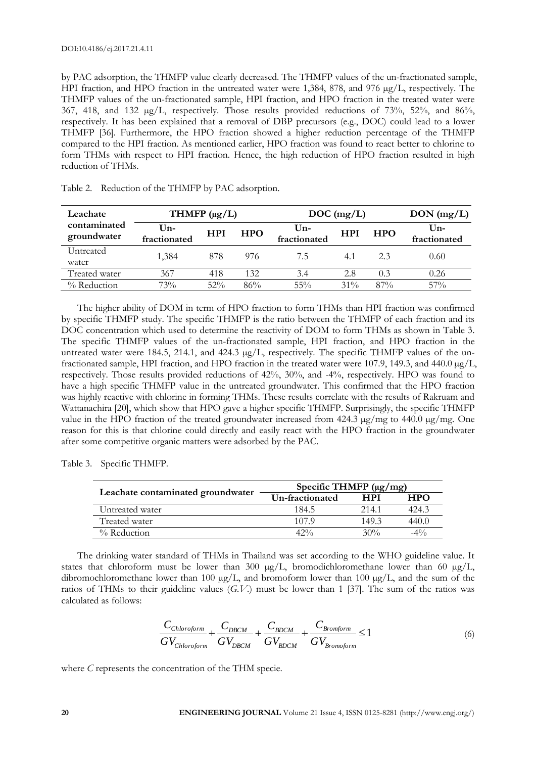by PAC adsorption, the THMFP value clearly decreased. The THMFP values of the un-fractionated sample, HPI fraction, and HPO fraction in the untreated water were 1,384, 878, and 976 μg/L, respectively. The THMFP values of the un-fractionated sample, HPI fraction, and HPO fraction in the treated water were 367, 418, and 132 μg/L, respectively. Those results provided reductions of 73%, 52%, and 86%, respectively. It has been explained that a removal of DBP precursors (e.g., DOC) could lead to a lower THMFP [36]. Furthermore, the HPO fraction showed a higher reduction percentage of the THMFP compared to the HPI fraction. As mentioned earlier, HPO fraction was found to react better to chlorine to form THMs with respect to HPI fraction. Hence, the high reduction of HPO fraction resulted in high reduction of THMs.

Table 2. Reduction of the THMFP by PAC adsorption.

| Leachate contaminated groundwater | THMFP (μg/L) | | | DOC (mg/L) | | | DON (mg/L) |
|---|---|---|---|---|---|---|---|
| | Un-fractionated | HPI | HPO | Un-fractionated | HPI | HPO | Un-fractionated |
| Untreated water | 1,384 | 878 | 976 | 7.5 | 4.1 | 2.3 | 0.60 |
| Treated water | 367 | 418 | 132 | 3.4 | 2.8 | 0.3 | 0.26 |
| % Reduction | 73% | 52% | 86% | 55% | 31% | 87% | 57% |

The higher ability of DOM in term of HPO fraction to form THMs than HPI fraction was confirmed by specific THMFP study. The specific THMFP is the ratio between the THMFP of each fraction and its DOC concentration which used to determine the reactivity of DOM to form THMs as shown in Table 3. The specific THMFP values of the un-fractionated sample, HPI fraction, and HPO fraction in the untreated water were 184.5, 214.1, and 424.3 μg/L, respectively. The specific THMFP values of the un-fractionated sample, HPI fraction, and HPO fraction in the treated water were 107.9, 149.3, and 440.0 μg/L, respectively. Those results provided reductions of 42%, 30%, and -4%, respectively. HPO was found to have a high specific THMFP value in the untreated groundwater. This confirmed that the HPO fraction was highly reactive with chlorine in forming THMs. These results correlate with the results of Rakruam and Wattanachira [20], which show that HPO gave a higher specific THMFP. Surprisingly, the specific THMFP value in the HPO fraction of the treated groundwater increased from 424.3 μg/mg to 440.0 μg/mg. One reason for this is that chlorine could directly and easily react with the HPO fraction in the groundwater after some competitive organic matters were adsorbed by the PAC.

Table 3. Specific THMFP.

| Leachate contaminated groundwater | Specific THMFP (μg/mg) | | |
|---|---|---|---|
| | Un-fractionated | HPI | HPO |
| Untreated water | 184.5 | 214.1 | 424.3 |
| Treated water | 107.9 | 149.3 | 440.0 |
| % Reduction | 42% | 30% | -4% |

The drinking water standard of THMs in Thailand was set according to the WHO guideline value. It states that chloroform must be lower than 300 μg/L, bromodichloromethane lower than 60 μg/L, dibromochloromethane lower than 100 μg/L, and bromoform lower than 100 μg/L, and the sum of the ratios of THMs to their guideline values (*G.V.*) must be lower than 1 [37]. The sum of the ratios was calculated as follows:

$$\frac{C_{Chloroform}}{GV_{Chloroform}} + \frac{C_{DBCM}}{GV_{DBCM}} + \frac{C_{BDCM}}{GV_{BDCM}} + \frac{C_{Bromform}}{GV_{Bromoform}} \leq 1 \tag{6}$$

where $C$ represents the concentration of the THM specie.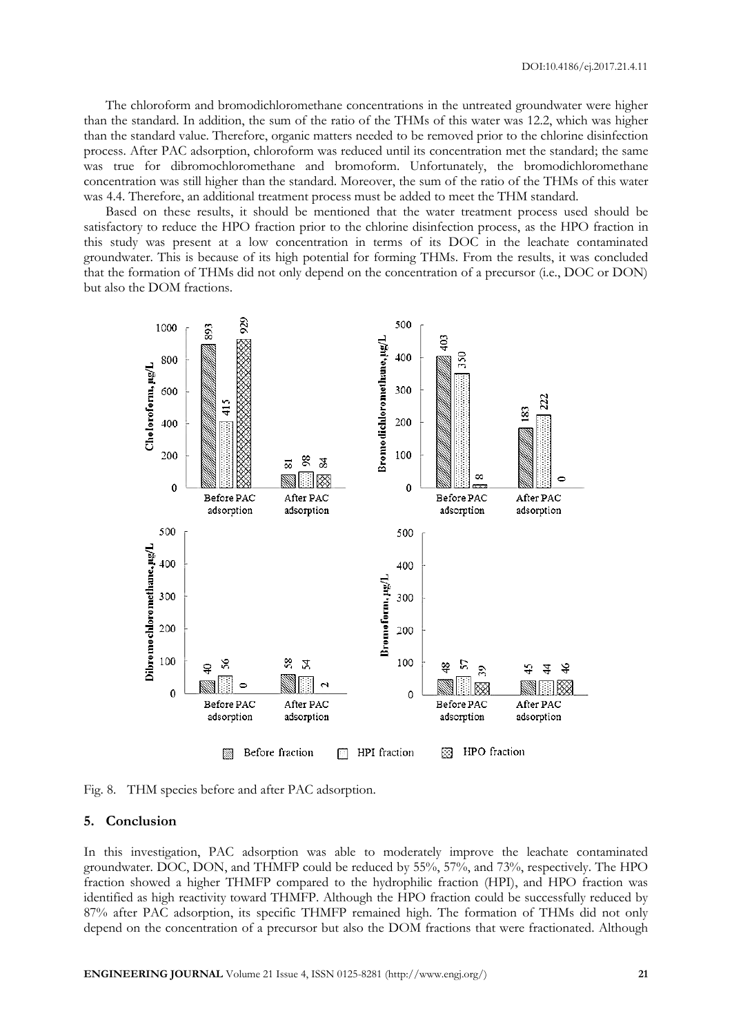The chloroform and bromodichloromethane concentrations in the untreated groundwater were higher than the standard. In addition, the sum of the ratio of the THMs of this water was 12.2, which was higher than the standard value. Therefore, organic matters needed to be removed prior to the chlorine disinfection process. After PAC adsorption, chloroform was reduced until its concentration met the standard; the same was true for dibromochloromethane and bromoform. Unfortunately, the bromodichloromethane concentration was still higher than the standard. Moreover, the sum of the ratio of the THMs of this water was 4.4. Therefore, an additional treatment process must be added to meet the THM standard.

Based on these results, it should be mentioned that the water treatment process used should be satisfactory to reduce the HPO fraction prior to the chlorine disinfection process, as the HPO fraction in this study was present at a low concentration in terms of its DOC in the leachate contaminated groundwater. This is because of its high potential for forming THMs. From the results, it was concluded that the formation of THMs did not only depend on the concentration of a precursor (i.e., DOC or DON) but also the DOM fractions.

Fig. 8. THM species before and after PAC adsorption.

## 5. Conclusion

In this investigation, PAC adsorption was able to moderately improve the leachate contaminated groundwater. DOC, DON, and THMFP could be reduced by 55%, 57%, and 73%, respectively. The HPO fraction showed a higher THMFP compared to the hydrophilic fraction (HPI), and HPO fraction was identified as high reactivity toward THMFP. Although the HPO fraction could be successfully reduced by 87% after PAC adsorption, its specific THMFP remained high. The formation of THMs did not only depend on the concentration of a precursor but also the DOM fractions that were fractionated. Although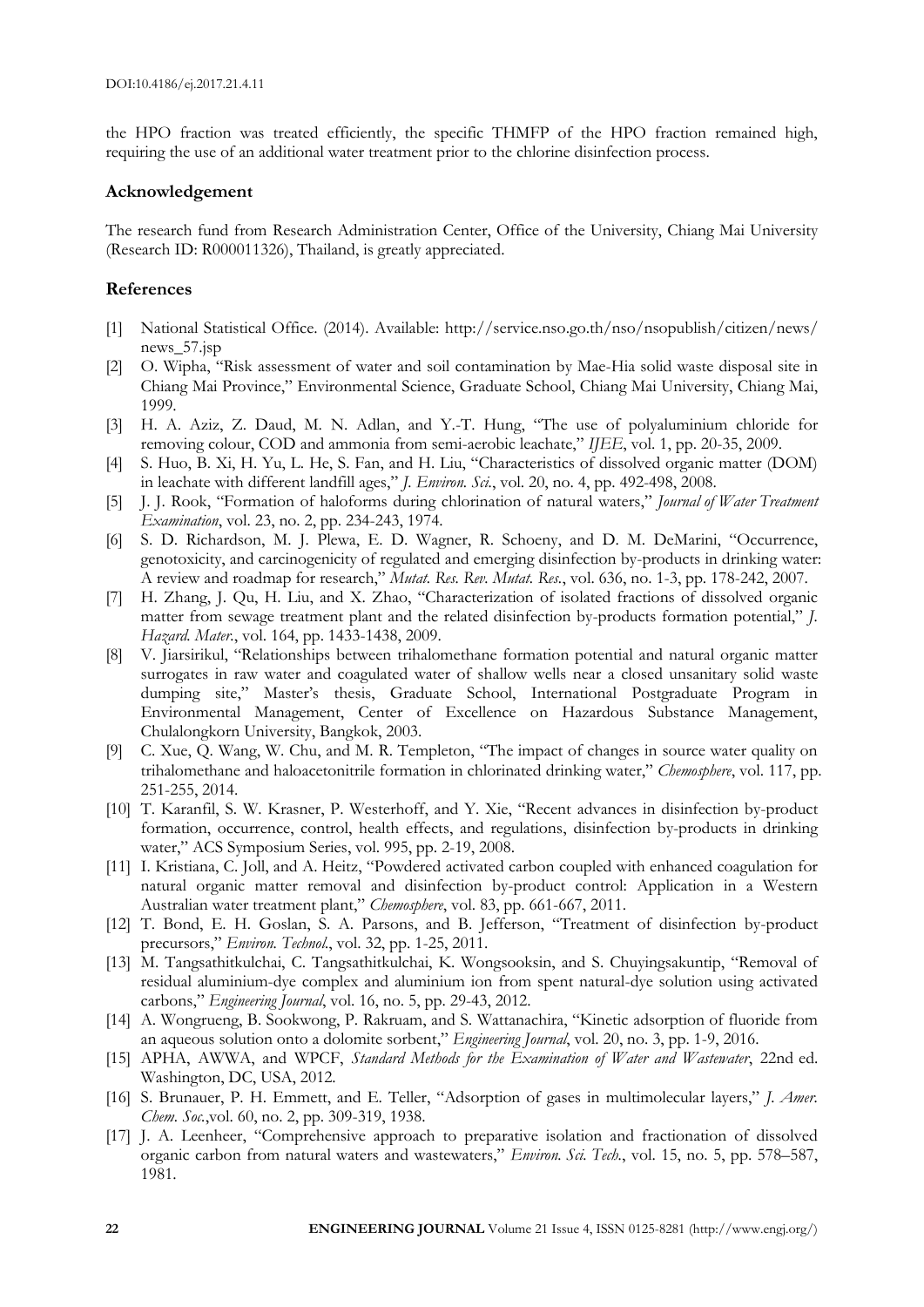the HPO fraction was treated efficiently, the specific THMFP of the HPO fraction remained high, requiring the use of an additional water treatment prior to the chlorine disinfection process.

## Acknowledgement

The research fund from Research Administration Center, Office of the University, Chiang Mai University (Research ID: R000011326), Thailand, is greatly appreciated.

## References

[1] National Statistical Office. (2014). Available: http://service.nso.go.th/nso/nsopublish/citizen/news/news_57.jsp

[2] O. Wipha, "Risk assessment of water and soil contamination by Mae-Hia solid waste disposal site in Chiang Mai Province," Environmental Science, Graduate School, Chiang Mai University, Chiang Mai, 1999.

[3] H. A. Aziz, Z. Daud, M. N. Adlan, and Y.-T. Hung, "The use of polyaluminium chloride for removing colour, COD and ammonia from semi-aerobic leachate," *IJEE*, vol. 1, pp. 20-35, 2009.

[4] S. Huo, B. Xi, H. Yu, L. He, S. Fan, and H. Liu, "Characteristics of dissolved organic matter (DOM) in leachate with different landfill ages," *J. Environ. Sci.*, vol. 20, no. 4, pp. 492-498, 2008.

[5] J. J. Rook, "Formation of haloforms during chlorination of natural waters," *Journal of Water Treatment Examination*, vol. 23, no. 2, pp. 234-243, 1974.

[6] S. D. Richardson, M. J. Plewa, E. D. Wagner, R. Schoeny, and D. M. DeMarini, "Occurrence, genotoxicity, and carcinogenicity of regulated and emerging disinfection by-products in drinking water: A review and roadmap for research," *Mutat. Res. Rev. Mutat. Res.*, vol. 636, no. 1-3, pp. 178-242, 2007.

[7] H. Zhang, J. Qu, H. Liu, and X. Zhao, "Characterization of isolated fractions of dissolved organic matter from sewage treatment plant and the related disinfection by-products formation potential," *J. Hazard. Mater.*, vol. 164, pp. 1433-1438, 2009.

[8] V. Jiarsirikul, "Relationships between trihalomethane formation potential and natural organic matter surrogates in raw water and coagulated water of shallow wells near a closed unsanitary solid waste dumping site," Master's thesis, Graduate School, International Postgraduate Program in Environmental Management, Center of Excellence on Hazardous Substance Management, Chulalongkorn University, Bangkok, 2003.

[9] C. Xue, Q. Wang, W. Chu, and M. R. Templeton, "The impact of changes in source water quality on trihalomethane and haloacetonitrile formation in chlorinated drinking water," *Chemosphere*, vol. 117, pp. 251-255, 2014.

[10] T. Karanfil, S. W. Krasner, P. Westerhoff, and Y. Xie, "Recent advances in disinfection by-product formation, occurrence, control, health effects, and regulations, disinfection by-products in drinking water," ACS Symposium Series, vol. 995, pp. 2-19, 2008.

[11] I. Kristiana, C. Joll, and A. Heitz, "Powdered activated carbon coupled with enhanced coagulation for natural organic matter removal and disinfection by-product control: Application in a Western Australian water treatment plant," *Chemosphere*, vol. 83, pp. 661-667, 2011.

[12] T. Bond, E. H. Goslan, S. A. Parsons, and B. Jefferson, "Treatment of disinfection by-product precursors," *Environ. Technol.*, vol. 32, pp. 1-25, 2011.

[13] M. Tangsathitkulchai, C. Tangsathitkulchai, K. Wongsooksin, and S. Chuyingsakuntip, "Removal of residual aluminium-dye complex and aluminium ion from spent natural-dye solution using activated carbons," *Engineering Journal*, vol. 16, no. 5, pp. 29-43, 2012.

[14] A. Wongrueng, B. Sookwong, P. Rakruam, and S. Wattanachira, "Kinetic adsorption of fluoride from an aqueous solution onto a dolomite sorbent," *Engineering Journal*, vol. 20, no. 3, pp. 1-9, 2016.

[15] APHA, AWWA, and WPCF, *Standard Methods for the Examination of Water and Wastewater*, 22nd ed. Washington, DC, USA, 2012.

[16] S. Brunauer, P. H. Emmett, and E. Teller, "Adsorption of gases in multimolecular layers," *J. Amer. Chem. Soc.*,vol. 60, no. 2, pp. 309-319, 1938.

[17] J. A. Leenheer, "Comprehensive approach to preparative isolation and fractionation of dissolved organic carbon from natural waters and wastewaters," *Environ. Sci. Tech.*, vol. 15, no. 5, pp. 578–587, 1981.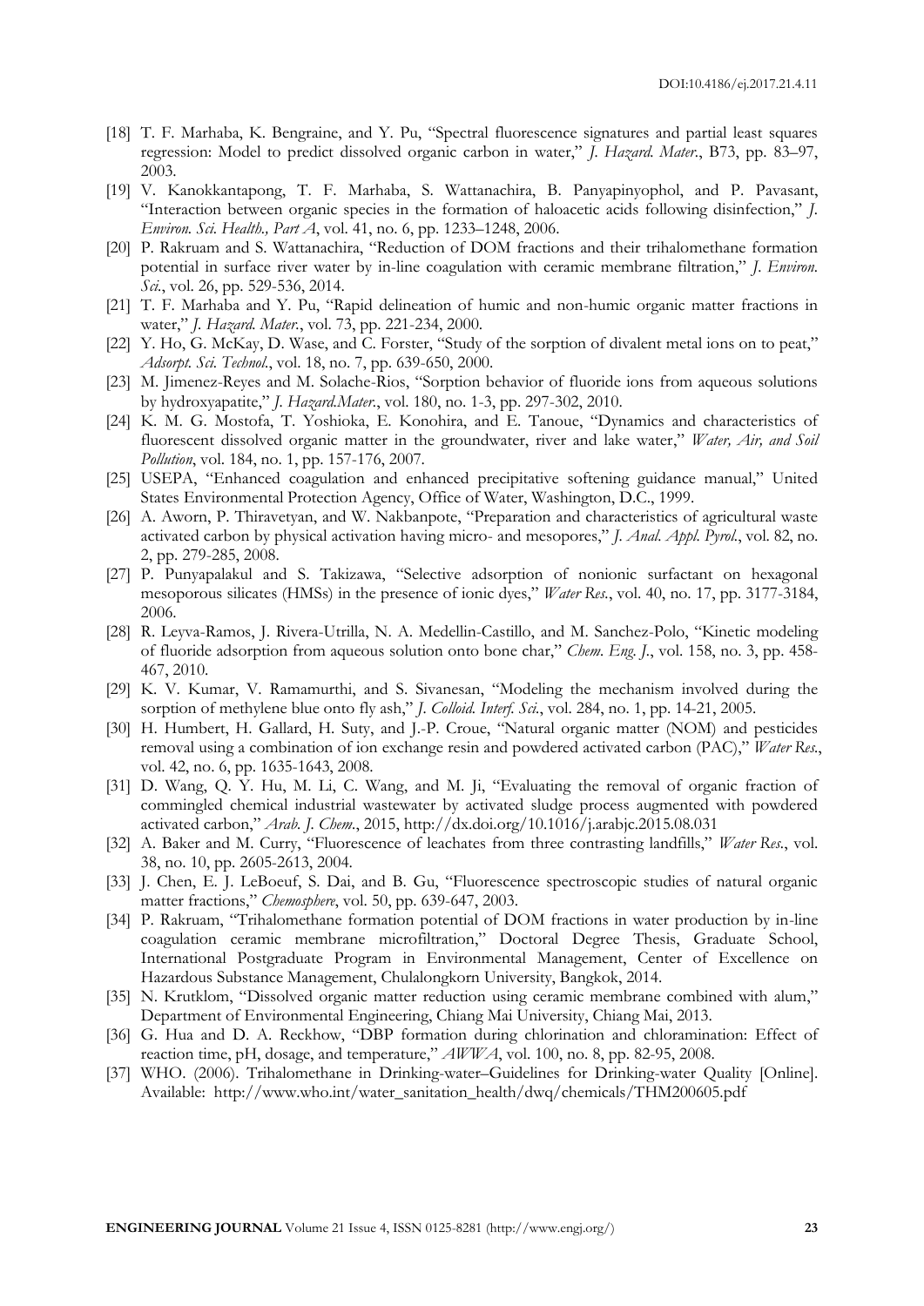[18] T. F. Marhaba, K. Bengraine, and Y. Pu, "Spectral fluorescence signatures and partial least squares regression: Model to predict dissolved organic carbon in water," *J. Hazard. Mater.*, B73, pp. 83–97, 2003.

[19] V. Kanokkantapong, T. F. Marhaba, S. Wattanachira, B. Panyapinyophol, and P. Pavasant, "Interaction between organic species in the formation of haloacetic acids following disinfection," *J. Environ. Sci. Health., Part A*, vol. 41, no. 6, pp. 1233–1248, 2006.

[20] P. Rakruam and S. Wattanachira, "Reduction of DOM fractions and their trihalomethane formation potential in surface river water by in-line coagulation with ceramic membrane filtration," *J. Environ. Sci.*, vol. 26, pp. 529-536, 2014.

[21] T. F. Marhaba and Y. Pu, "Rapid delineation of humic and non-humic organic matter fractions in water," *J. Hazard. Mater.*, vol. 73, pp. 221-234, 2000.

[22] Y. Ho, G. McKay, D. Wase, and C. Forster, "Study of the sorption of divalent metal ions on to peat," *Adsorpt. Sci. Technol.*, vol. 18, no. 7, pp. 639-650, 2000.

[23] M. Jimenez-Reyes and M. Solache-Rios, "Sorption behavior of fluoride ions from aqueous solutions by hydroxyapatite," *J. Hazard.Mater.*, vol. 180, no. 1-3, pp. 297-302, 2010.

[24] K. M. G. Mostofa, T. Yoshioka, E. Konohira, and E. Tanoue, "Dynamics and characteristics of fluorescent dissolved organic matter in the groundwater, river and lake water," *Water, Air, and Soil Pollution*, vol. 184, no. 1, pp. 157-176, 2007.

[25] USEPA, "Enhanced coagulation and enhanced precipitative softening guidance manual," United States Environmental Protection Agency, Office of Water, Washington, D.C., 1999.

[26] A. Aworn, P. Thiravetyan, and W. Nakbanpote, "Preparation and characteristics of agricultural waste activated carbon by physical activation having micro- and mesopores," *J. Anal. Appl. Pyrol.*, vol. 82, no. 2, pp. 279-285, 2008.

[27] P. Punyapalakul and S. Takizawa, "Selective adsorption of nonionic surfactant on hexagonal mesoporous silicates (HMSs) in the presence of ionic dyes," *Water Res.*, vol. 40, no. 17, pp. 3177-3184, 2006.

[28] R. Leyva-Ramos, J. Rivera-Utrilla, N. A. Medellin-Castillo, and M. Sanchez-Polo, "Kinetic modeling of fluoride adsorption from aqueous solution onto bone char," *Chem. Eng. J.*, vol. 158, no. 3, pp. 458-467, 2010.

[29] K. V. Kumar, V. Ramamurthi, and S. Sivanesan, "Modeling the mechanism involved during the sorption of methylene blue onto fly ash," *J. Colloid. Interf. Sci.*, vol. 284, no. 1, pp. 14-21, 2005.

[30] H. Humbert, H. Gallard, H. Suty, and J.-P. Croue, "Natural organic matter (NOM) and pesticides removal using a combination of ion exchange resin and powdered activated carbon (PAC)," *Water Res.*, vol. 42, no. 6, pp. 1635-1643, 2008.

[31] D. Wang, Q. Y. Hu, M. Li, C. Wang, and M. Ji, "Evaluating the removal of organic fraction of commingled chemical industrial wastewater by activated sludge process augmented with powdered activated carbon," *Arab. J. Chem.*, 2015, http://dx.doi.org/10.1016/j.arabjc.2015.08.031

[32] A. Baker and M. Curry, "Fluorescence of leachates from three contrasting landfills," *Water Res.*, vol. 38, no. 10, pp. 2605-2613, 2004.

[33] J. Chen, E. J. LeBoeuf, S. Dai, and B. Gu, "Fluorescence spectroscopic studies of natural organic matter fractions," *Chemosphere*, vol. 50, pp. 639-647, 2003.

[34] P. Rakruam, "Trihalomethane formation potential of DOM fractions in water production by in-line coagulation ceramic membrane microfiltration," Doctoral Degree Thesis, Graduate School, International Postgraduate Program in Environmental Management, Center of Excellence on Hazardous Substance Management, Chulalongkorn University, Bangkok, 2014.

[35] N. Krutklom, "Dissolved organic matter reduction using ceramic membrane combined with alum," Department of Environmental Engineering, Chiang Mai University, Chiang Mai, 2013.

[36] G. Hua and D. A. Reckhow, "DBP formation during chlorination and chloramination: Effect of reaction time, pH, dosage, and temperature," *AWWA*, vol. 100, no. 8, pp. 82-95, 2008.

[37] WHO. (2006). Trihalomethane in Drinking-water–Guidelines for Drinking-water Quality [Online]. Available: http://www.who.int/water_sanitation_health/dwq/chemicals/THM200605.pdf